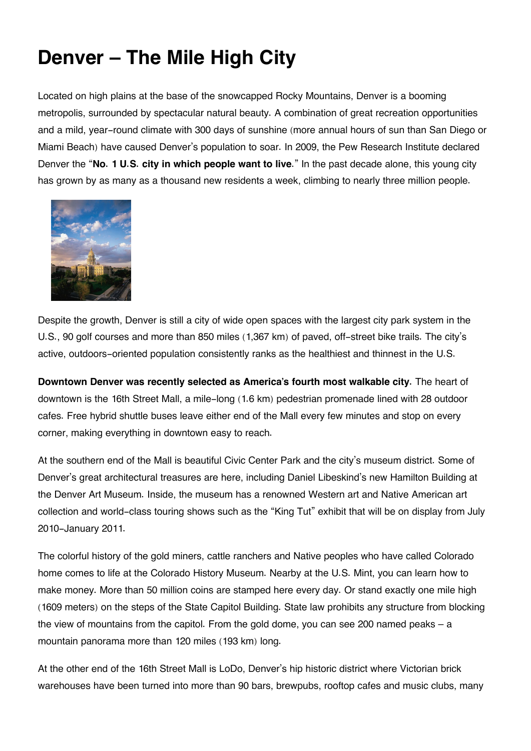# Denver – The Mile High City

Located on high plains at the base of the snowcapped Rocky Mountains, Denver is a booming metropolis, surrounded by spectacular natural beauty. A combination of great recreation opportunities and a mild, year-round climate with 300 days of sunshine (more annual hours of sun than San Diego or Miami Beach) have caused Denver's population to soar. In 2009, the Pew Research Institute declared Denver the "**No. 1 U.S. city in which people want to live**." In the past decade alone, this young city has grown by as many as a thousand new residents a week, climbing to nearly three million people.

Despite the growth, Denver is still a city of wide open spaces with the largest city park system in the U.S., 90 golf courses and more than 850 miles (1,367 km) of paved, off-street bike trails. The city's active, outdoors-oriented population consistently ranks as the healthiest and thinnest in the U.S.

**Downtown Denver was recently selected as America's fourth most walkable city.** The heart of downtown is the 16th Street Mall, a mile-long (1.6 km) pedestrian promenade lined with 28 outdoor cafes. Free hybrid shuttle buses leave either end of the Mall every few minutes and stop on every corner, making everything in downtown easy to reach.

At the southern end of the Mall is beautiful Civic Center Park and the city's museum district. Some of Denver's great architectural treasures are here, including Daniel Libeskind's new Hamilton Building at the Denver Art Museum. Inside, the museum has a renowned Western art and Native American art collection and world-class touring shows such as the "King Tut" exhibit that will be on display from July 2010-January 2011.

The colorful history of the gold miners, cattle ranchers and Native peoples who have called Colorado home comes to life at the Colorado History Museum. Nearby at the U.S. Mint, you can learn how to make money. More than 50 million coins are stamped here every day. Or stand exactly one mile high (1609 meters) on the steps of the State Capitol Building. State law prohibits any structure from blocking the view of mountains from the capitol. From the gold dome, you can see 200 named peaks – a mountain panorama more than 120 miles (193 km) long.

At the other end of the 16th Street Mall is LoDo, Denver's hip historic district where Victorian brick warehouses have been turned into more than 90 bars, brewpubs, rooftop cafes and music clubs, many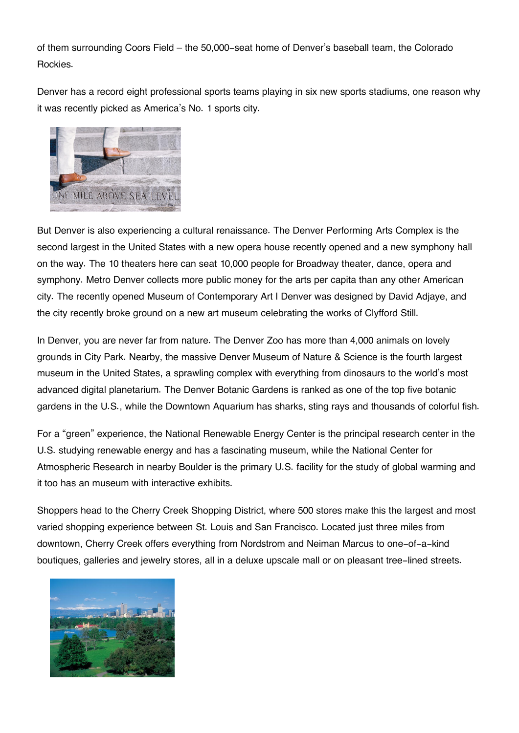of them surrounding Coors Field – the 50,000-seat home of Denver's baseball team, the Colorado Rockies.

Denver has a record eight professional sports teams playing in six new sports stadiums, one reason why it was recently picked as America's No. 1 sports city.

But Denver is also experiencing a cultural renaissance. The Denver Performing Arts Complex is the second largest in the United States with a new opera house recently opened and a new symphony hall on the way. The 10 theaters here can seat 10,000 people for Broadway theater, dance, opera and symphony. Metro Denver collects more public money for the arts per capita than any other American city. The recently opened Museum of Contemporary Art | Denver was designed by David Adjaye, and the city recently broke ground on a new art museum celebrating the works of Clyfford Still.

In Denver, you are never far from nature. The Denver Zoo has more than 4,000 animals on lovely grounds in City Park. Nearby, the massive Denver Museum of Nature & Science is the fourth largest museum in the United States, a sprawling complex with everything from dinosaurs to the world's most advanced digital planetarium. The Denver Botanic Gardens is ranked as one of the top five botanic gardens in the U.S., while the Downtown Aquarium has sharks, sting rays and thousands of colorful fish.

For a "green" experience, the National Renewable Energy Center is the principal research center in the U.S. studying renewable energy and has a fascinating museum, while the National Center for Atmospheric Research in nearby Boulder is the primary U.S. facility for the study of global warming and it too has an museum with interactive exhibits.

Shoppers head to the Cherry Creek Shopping District, where 500 stores make this the largest and most varied shopping experience between St. Louis and San Francisco. Located just three miles from downtown, Cherry Creek offers everything from Nordstrom and Neiman Marcus to one-of-a-kind boutiques, galleries and jewelry stores, all in a deluxe upscale mall or on pleasant tree-lined streets.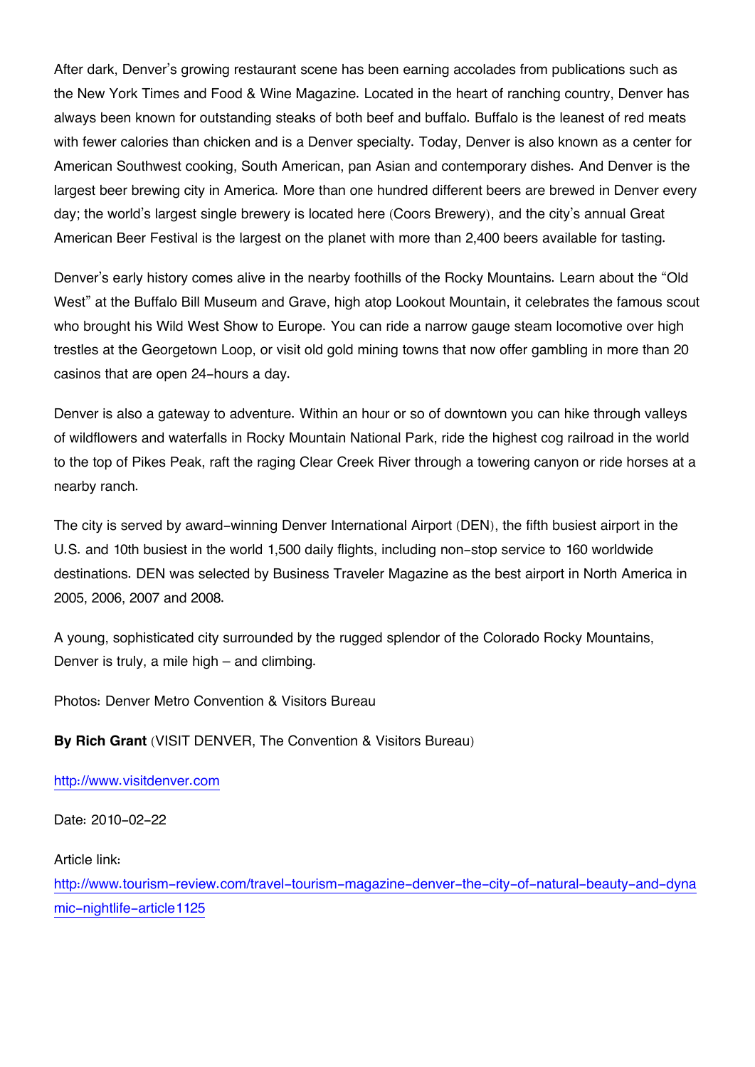After dark, Denver's growing restaurant scene has been earning accolades from publications such as the New York Times and Food & Wine Magazine. Located in the heart of ranching country, Denver has always been known for outstanding steaks of both beef and buffalo. Buffalo is the leanest of red meats with fewer calories than chicken and is a Denver specialty. Today, Denver is also known as a center for American Southwest cooking, South American, pan Asian and contemporary dishes. And Denver is the largest beer brewing city in America. More than one hundred different beers are brewed in Denver every day; the world's largest single brewery is located here (Coors Brewery), and the city's annual Great American Beer Festival is the largest on the planet with more than 2,400 beers available for tasting.

Denver's early history comes alive in the nearby foothills of the Rocky Mountains. Learn about the "Old West" at the Buffalo Bill Museum and Grave, high atop Lookout Mountain, it celebrates the famous scout who brought his Wild West Show to Europe. You can ride a narrow gauge steam locomotive over high trestles at the Georgetown Loop, or visit old gold mining towns that now offer gambling in more than 20 casinos that are open 24-hours a day.

Denver is also a gateway to adventure. Within an hour or so of downtown you can hike through valleys of wildflowers and waterfalls in Rocky Mountain National Park, ride the highest cog railroad in the world to the top of Pikes Peak, raft the raging Clear Creek River through a towering canyon or ride horses at a nearby ranch.

The city is served by award-winning Denver International Airport (DEN), the fifth busiest airport in the U.S. and 10th busiest in the world 1,500 daily flights, including non-stop service to 160 worldwide destinations. DEN was selected by Business Traveler Magazine as the best airport in North America in 2005, 2006, 2007 and 2008.

A young, sophisticated city surrounded by the rugged splendor of the Colorado Rocky Mountains, Denver is truly, a mile high – and climbing.

Photos: Denver Metro Convention & Visitors Bureau

**By Rich Grant** (VISIT DENVER, The Convention & Visitors Bureau)

http://www.visitdenver.com

Date: 2010-02-22

Article link:
http://www.tourism-review.com/travel-tourism-magazine-denver-the-city-of-natural-beauty-and-dynamic-nightlife-article1125